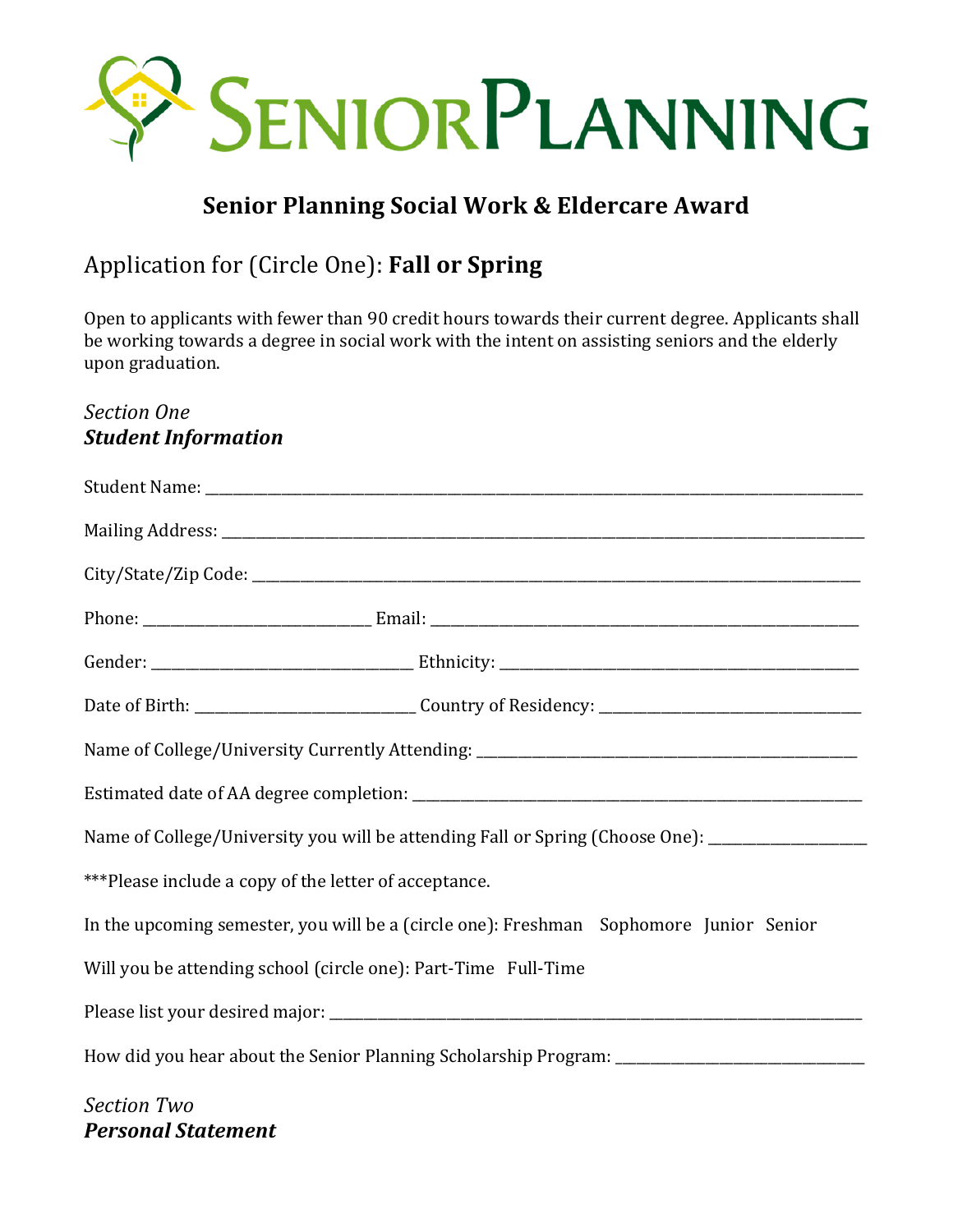# SeniorPlanning

## Senior Planning Social Work & Eldercare Award

Application for (Circle One): **Fall or Spring**

Open to applicants with fewer than 90 credit hours towards their current degree. Applicants shall be working towards a degree in social work with the intent on assisting seniors and the elderly upon graduation.

*Section One*
***Student Information***

Student Name: ______________________________________________________________________

Mailing Address: ____________________________________________________________________

City/State/Zip Code: _________________________________________________________________

Phone: ___________________________ Email: ______________________________________________

Gender: ______________________________ Ethnicity: _______________________________________

Date of Birth: __________________________ Country of Residency: ______________________________

Name of College/University Currently Attending: ___________________________________________

Estimated date of AA degree completion: __________________________________________________

Name of College/University you will be attending Fall or Spring (Choose One): __________________

***Please include a copy of the letter of acceptance.

In the upcoming semester, you will be a (circle one): Freshman   Sophomore   Junior   Senior

Will you be attending school (circle one): Part-Time   Full-Time

Please list your desired major: _________________________________________________________

How did you hear about the Senior Planning Scholarship Program: _____________________________

*Section Two*
***Personal Statement***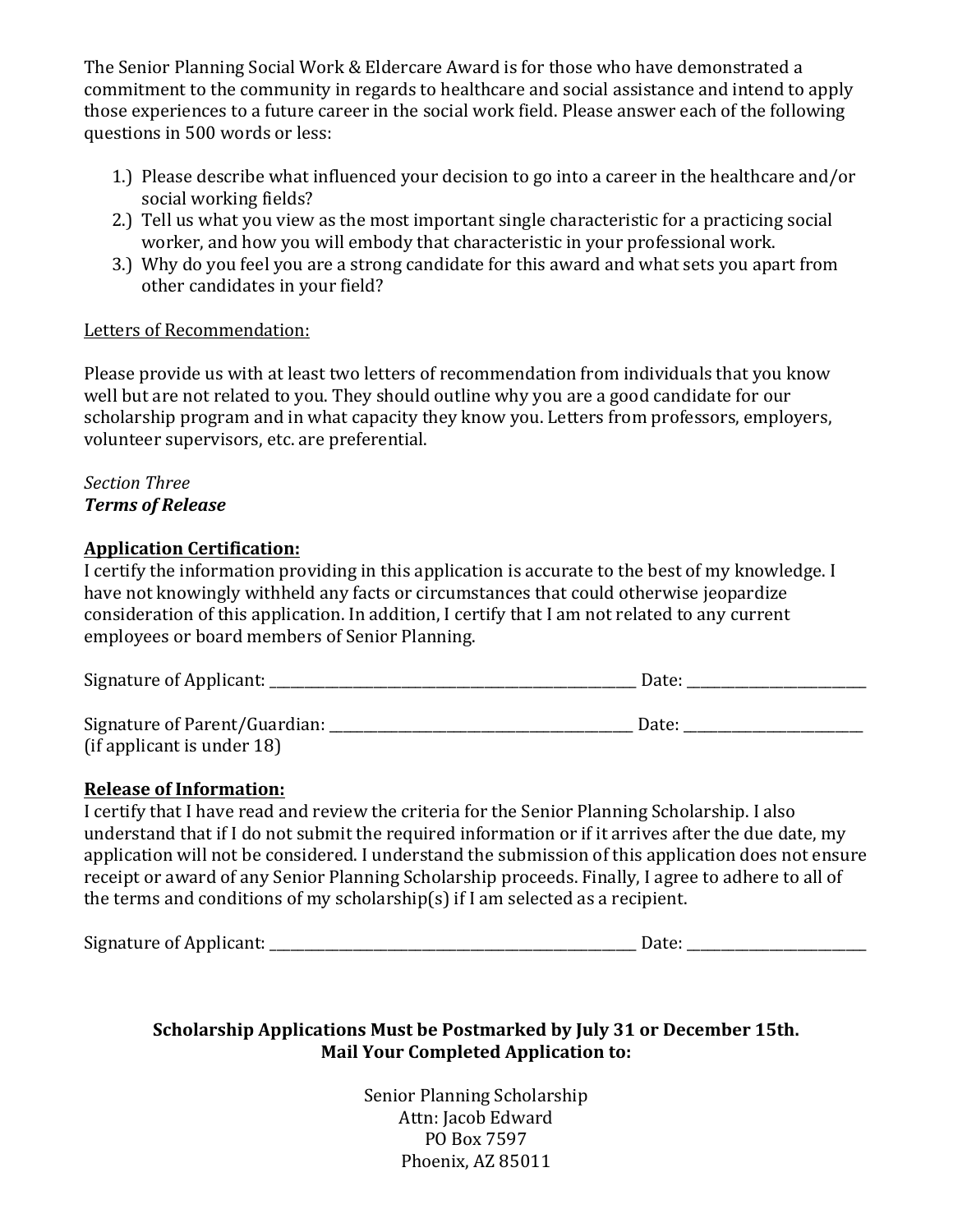The Senior Planning Social Work & Eldercare Award is for those who have demonstrated a commitment to the community in regards to healthcare and social assistance and intend to apply those experiences to a future career in the social work field. Please answer each of the following questions in 500 words or less:

1.) Please describe what influenced your decision to go into a career in the healthcare and/or social working fields?
2.) Tell us what you view as the most important single characteristic for a practicing social worker, and how you will embody that characteristic in your professional work.
3.) Why do you feel you are a strong candidate for this award and what sets you apart from other candidates in your field?

<u>Letters of Recommendation:</u>

Please provide us with at least two letters of recommendation from individuals that you know well but are not related to you. They should outline why you are a good candidate for our scholarship program and in what capacity they know you. Letters from professors, employers, volunteer supervisors, etc. are preferential.

*Section Three*
***Terms of Release***

**<u>Application Certification:</u>**
I certify the information providing in this application is accurate to the best of my knowledge. I have not knowingly withheld any facts or circumstances that could otherwise jeopardize consideration of this application. In addition, I certify that I am not related to any current employees or board members of Senior Planning.

Signature of Applicant: ______________________________ Date: ______________

Signature of Parent/Guardian: ______________________________ Date: ______________
(if applicant is under 18)

**<u>Release of Information:</u>**
I certify that I have read and review the criteria for the Senior Planning Scholarship. I also understand that if I do not submit the required information or if it arrives after the due date, my application will not be considered. I understand the submission of this application does not ensure receipt or award of any Senior Planning Scholarship proceeds. Finally, I agree to adhere to all of the terms and conditions of my scholarship(s) if I am selected as a recipient.

Signature of Applicant: ______________________________ Date: ______________

**Scholarship Applications Must be Postmarked by July 31 or December 15th.**
**Mail Your Completed Application to:**

Senior Planning Scholarship
Attn: Jacob Edward
PO Box 7597
Phoenix, AZ 85011